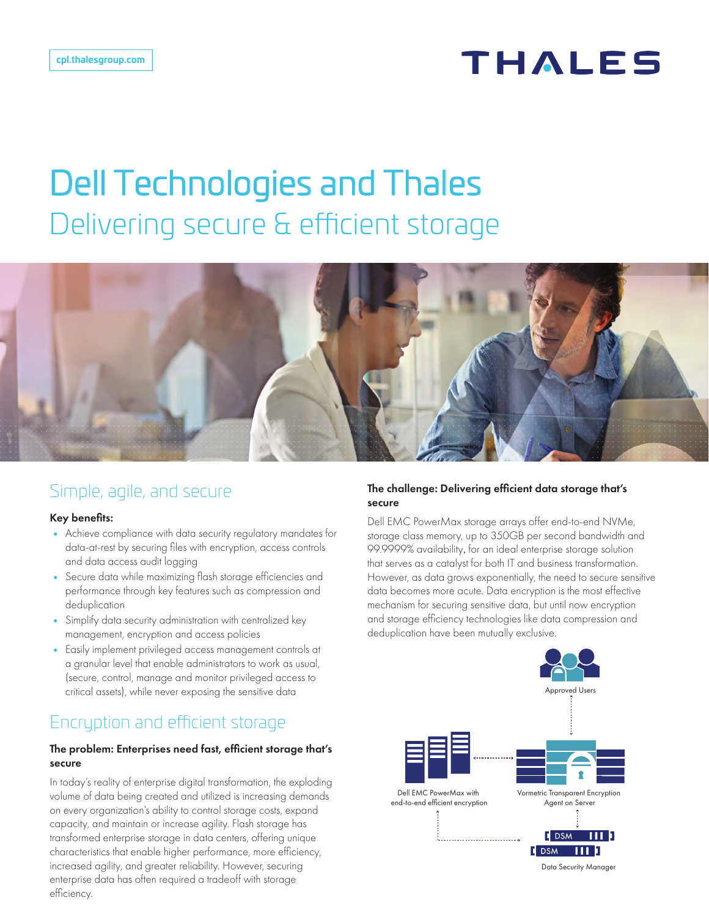cpl.thalesgroup.com

# Dell Technologies and Thales

## Delivering secure & efficient storage

## Simple, agile, and secure

**Key benefits:**

- Achieve compliance with data security regulatory mandates for data-at-rest by securing files with encryption, access controls and data access audit logging
- Secure data while maximizing flash storage efficiencies and performance through key features such as compression and deduplication
- Simplify data security administration with centralized key management, encryption and access policies
- Easily implement privileged access management controls at a granular level that enable administrators to work as usual, (secure, control, manage and monitor privileged access to critical assets), while never exposing the sensitive data

## Encryption and efficient storage

**The problem: Enterprises need fast, efficient storage that's secure**

In today's reality of enterprise digital transformation, the exploding volume of data being created and utilized is increasing demands on every organization's ability to control storage costs, expand capacity, and maintain or increase agility. Flash storage has transformed enterprise storage in data centers, offering unique characteristics that enable higher performance, more efficiency, increased agility, and greater reliability. However, securing enterprise data has often required a tradeoff with storage efficiency.

**The challenge: Delivering efficient data storage that's secure**

Dell EMC PowerMax storage arrays offer end-to-end NVMe, storage class memory, up to 350GB per second bandwidth and 99.9999% availability, for an ideal enterprise storage solution that serves as a catalyst for both IT and business transformation. However, as data grows exponentially, the need to secure sensitive data becomes more acute. Data encryption is the most effective mechanism for securing sensitive data, but until now encryption and storage efficiency technologies like data compression and deduplication have been mutually exclusive.

Approved Users

Dell EMC PowerMax with end-to-end efficient encryption

Vormetric Transparent Encryption Agent on Server

DSM

DSM

Data Security Manager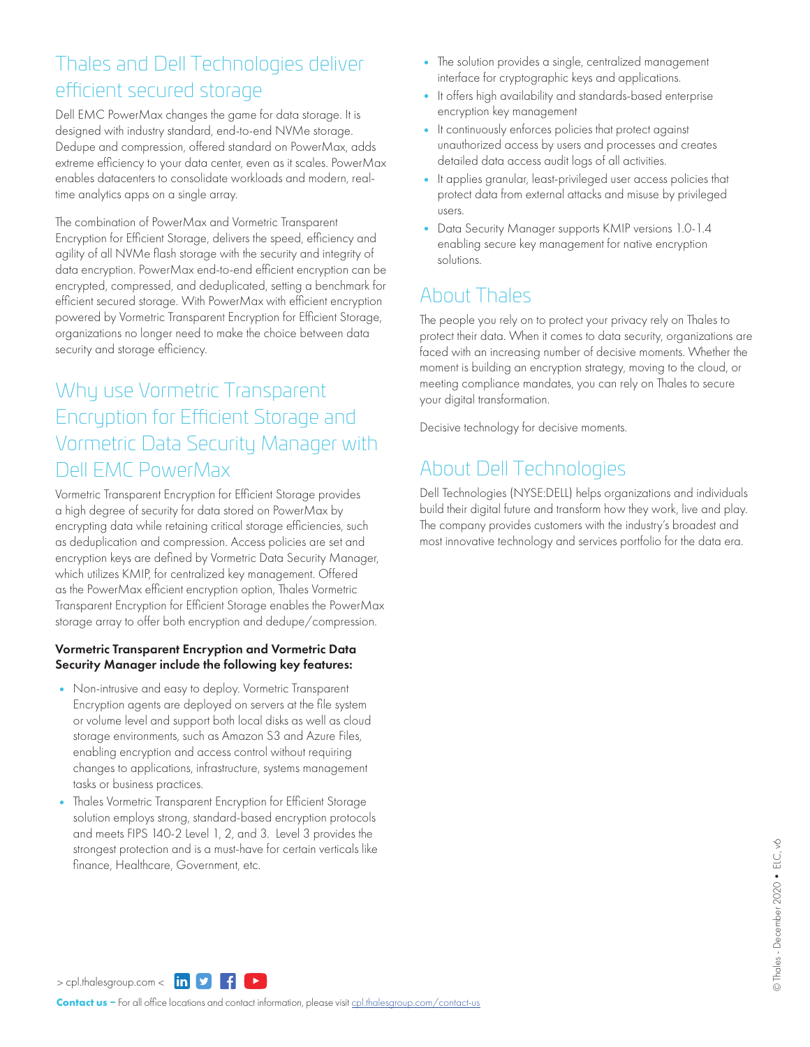## Thales and Dell Technologies deliver efficient secured storage

Dell EMC PowerMax changes the game for data storage. It is designed with industry standard, end-to-end NVMe storage. Dedupe and compression, offered standard on PowerMax, adds extreme efficiency to your data center, even as it scales. PowerMax enables datacenters to consolidate workloads and modern, real-time analytics apps on a single array.

The combination of PowerMax and Vormetric Transparent Encryption for Efficient Storage, delivers the speed, efficiency and agility of all NVMe flash storage with the security and integrity of data encryption. PowerMax end-to-end efficient encryption can be encrypted, compressed, and deduplicated, setting a benchmark for efficient secured storage. With PowerMax with efficient encryption powered by Vormetric Transparent Encryption for Efficient Storage, organizations no longer need to make the choice between data security and storage efficiency.

## Why use Vormetric Transparent Encryption for Efficient Storage and Vormetric Data Security Manager with Dell EMC PowerMax

Vormetric Transparent Encryption for Efficient Storage provides a high degree of security for data stored on PowerMax by encrypting data while retaining critical storage efficiencies, such as deduplication and compression. Access policies are set and encryption keys are defined by Vormetric Data Security Manager, which utilizes KMIP, for centralized key management. Offered as the PowerMax efficient encryption option, Thales Vormetric Transparent Encryption for Efficient Storage enables the PowerMax storage array to offer both encryption and dedupe/compression.

**Vormetric Transparent Encryption and Vormetric Data Security Manager include the following key features:**

- Non-intrusive and easy to deploy. Vormetric Transparent Encryption agents are deployed on servers at the file system or volume level and support both local disks as well as cloud storage environments, such as Amazon S3 and Azure Files, enabling encryption and access control without requiring changes to applications, infrastructure, systems management tasks or business practices.
- Thales Vormetric Transparent Encryption for Efficient Storage solution employs strong, standard-based encryption protocols and meets FIPS 140-2 Level 1, 2, and 3. Level 3 provides the strongest protection and is a must-have for certain verticals like finance, Healthcare, Government, etc.
- The solution provides a single, centralized management interface for cryptographic keys and applications.
- It offers high availability and standards-based enterprise encryption key management
- It continuously enforces policies that protect against unauthorized access by users and processes and creates detailed data access audit logs of all activities.
- It applies granular, least-privileged user access policies that protect data from external attacks and misuse by privileged users.
- Data Security Manager supports KMIP versions 1.0-1.4 enabling secure key management for native encryption solutions.

## About Thales

The people you rely on to protect your privacy rely on Thales to protect their data. When it comes to data security, organizations are faced with an increasing number of decisive moments. Whether the moment is building an encryption strategy, moving to the cloud, or meeting compliance mandates, you can rely on Thales to secure your digital transformation.

Decisive technology for decisive moments.

## About Dell Technologies

Dell Technologies (NYSE:DELL) helps organizations and individuals build their digital future and transform how they work, live and play. The company provides customers with the industry's broadest and most innovative technology and services portfolio for the data era.

> cpl.thalesgroup.com <

**Contact us –** For all office locations and contact information, please visit cpl.thalesgroup.com/contact-us

© Thales - December 2020 • ELC, v6